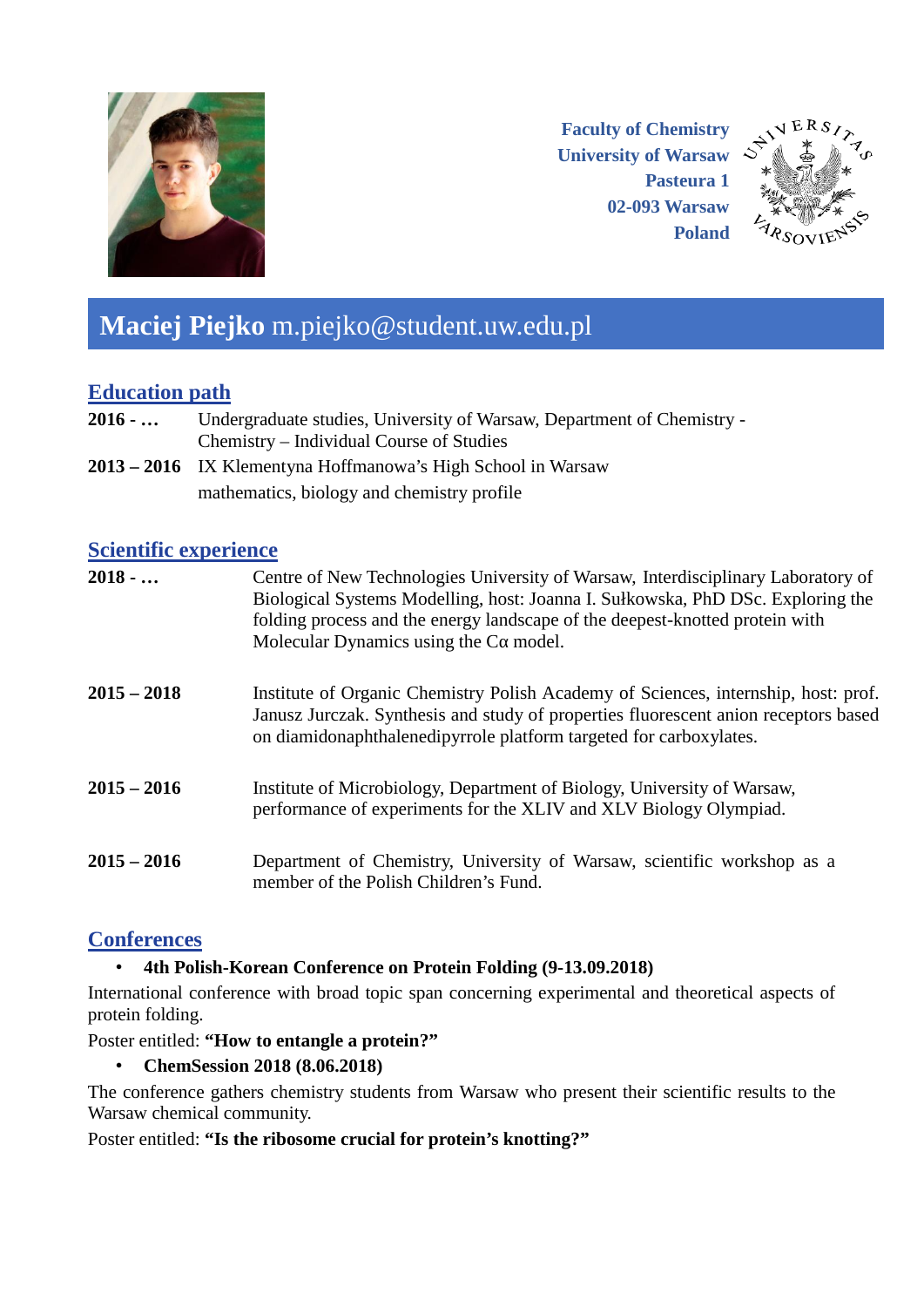Faculty of Chemistry
University of Warsaw
Pasteura 1
02-093 Warsaw
Poland

# **Maciej Piejko** m.piejko@student.uw.edu.pl

## Education path

**2016 - …** Undergraduate studies, University of Warsaw, Department of Chemistry - Chemistry – Individual Course of Studies

**2013 – 2016** IX Klementyna Hoffmanowa's High School in Warsaw
mathematics, biology and chemistry profile

## Scientific experience

**2018 - …** Centre of New Technologies University of Warsaw, Interdisciplinary Laboratory of Biological Systems Modelling, host: Joanna I. Sułkowska, PhD DSc. Exploring the folding process and the energy landscape of the deepest-knotted protein with Molecular Dynamics using the Cα model.

**2015 – 2018** Institute of Organic Chemistry Polish Academy of Sciences, internship, host: prof. Janusz Jurczak. Synthesis and study of properties fluorescent anion receptors based on diamidonaphthalenedipyrrole platform targeted for carboxylates.

**2015 – 2016** Institute of Microbiology, Department of Biology, University of Warsaw, performance of experiments for the XLIV and XLV Biology Olympiad.

**2015 – 2016** Department of Chemistry, University of Warsaw, scientific workshop as a member of the Polish Children's Fund.

## Conferences

- **4th Polish-Korean Conference on Protein Folding (9-13.09.2018)**

International conference with broad topic span concerning experimental and theoretical aspects of protein folding.

Poster entitled: **"How to entangle a protein?"**

- **ChemSession 2018 (8.06.2018)**

The conference gathers chemistry students from Warsaw who present their scientific results to the Warsaw chemical community.

Poster entitled: **"Is the ribosome crucial for protein's knotting?"**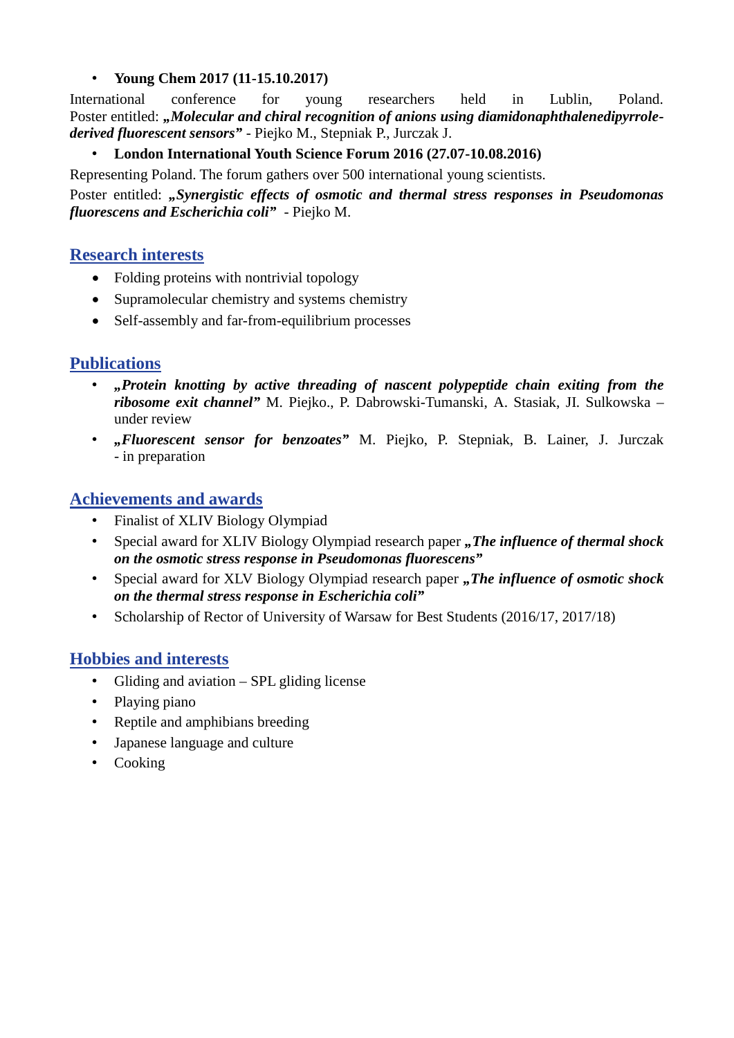- **Young Chem 2017 (11-15.10.2017)**

International conference for young researchers held in Lublin, Poland. Poster entitled: ***„Molecular and chiral recognition of anions using diamidonaphthalenedipyrrole-derived fluorescent sensors"*** - Piejko M., Stepniak P., Jurczak J.

- **London International Youth Science Forum 2016 (27.07-10.08.2016)**

Representing Poland. The forum gathers over 500 international young scientists.

Poster entitled: ***„Synergistic effects of osmotic and thermal stress responses in Pseudomonas fluorescens and Escherichia coli"*** - Piejko M.

## Research interests

- Folding proteins with nontrivial topology
- Supramolecular chemistry and systems chemistry
- Self-assembly and far-from-equilibrium processes

## Publications

- ***„Protein knotting by active threading of nascent polypeptide chain exiting from the ribosome exit channel"*** M. Piejko., P. Dabrowski-Tumanski, A. Stasiak, JI. Sulkowska – under review
- ***„Fluorescent sensor for benzoates"*** M. Piejko, P. Stepniak, B. Lainer, J. Jurczak - in preparation

## Achievements and awards

- Finalist of XLIV Biology Olympiad
- Special award for XLIV Biology Olympiad research paper ***„The influence of thermal shock on the osmotic stress response in Pseudomonas fluorescens"***
- Special award for XLV Biology Olympiad research paper ***„The influence of osmotic shock on the thermal stress response in Escherichia coli"***
- Scholarship of Rector of University of Warsaw for Best Students (2016/17, 2017/18)

## Hobbies and interests

- Gliding and aviation – SPL gliding license
- Playing piano
- Reptile and amphibians breeding
- Japanese language and culture
- Cooking